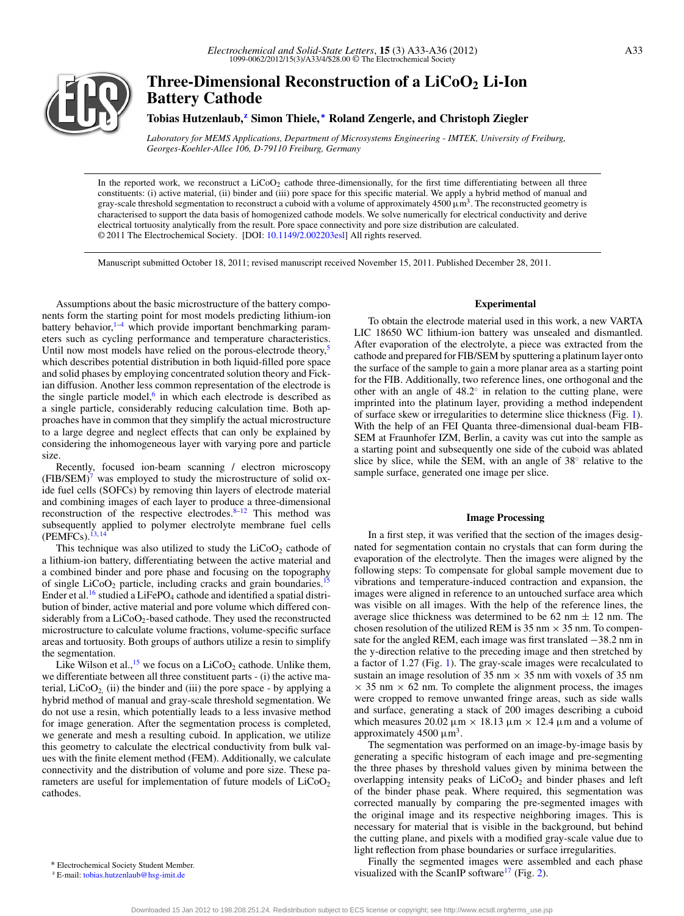# Three-Dimensional Reconstruction of a $LiCoO_2$ Li-Ion Battery Cathode

**Tobias Hutzenlaub,[z] Simon Thiele,[*] Roland Zengerle, and Christoph Ziegler**

*Laboratory for MEMS Applications, Department of Microsystems Engineering - IMTEK, University of Freiburg, Georges-Koehler-Allee 106, D-79110 Freiburg, Germany*

In the reported work, we reconstruct a $LiCoO_2$ cathode three-dimensionally, for the first time differentiating between all three constituents: (i) active material, (ii) binder and (iii) pore space for this specific material. We apply a hybrid method of manual and gray-scale threshold segmentation to reconstruct a cuboid with a volume of approximately 4500 $\mu m^3$. The reconstructed geometry is characterised to support the data basis of homogenized cathode models. We solve numerically for electrical conductivity and derive electrical tortuosity analytically from the result. Pore space connectivity and pore size distribution are calculated.
© 2011 The Electrochemical Society. [DOI: 10.1149/2.002203esl] All rights reserved.

Manuscript submitted October 18, 2011; revised manuscript received November 15, 2011. Published December 28, 2011.

Assumptions about the basic microstructure of the battery components form the starting point for most models predicting lithium-ion battery behavior,[1–4] which provide important benchmarking parameters such as cycling performance and temperature characteristics. Until now most models have relied on the porous-electrode theory,[5] which describes potential distribution in both liquid-filled pore space and solid phases by employing concentrated solution theory and Fickian diffusion. Another less common representation of the electrode is the single particle model,[6] in which each electrode is described as a single particle, considerably reducing calculation time. Both approaches have in common that they simplify the actual microstructure to a large degree and neglect effects that can only be explained by considering the inhomogeneous layer with varying pore and particle size.

Recently, focused ion-beam scanning / electron microscopy (FIB/SEM)[7] was employed to study the microstructure of solid oxide fuel cells (SOFCs) by removing thin layers of electrode material and combining images of each layer to produce a three-dimensional reconstruction of the respective electrodes.[8–12] This method was subsequently applied to polymer electrolyte membrane fuel cells (PEMFCs).[13,14]

This technique was also utilized to study the $LiCoO_2$ cathode of a lithium-ion battery, differentiating between the active material and a combined binder and pore phase and focusing on the topography of single $LiCoO_2$ particle, including cracks and grain boundaries.[15] Ender et al.[16] studied a $LiFePO_4$ cathode and identified a spatial distribution of binder, active material and pore volume which differed considerably from a $LiCoO_2$-based cathode. They used the reconstructed microstructure to calculate volume fractions, volume-specific surface areas and tortuosity. Both groups of authors utilize a resin to simplify the segmentation.

Like Wilson et al.,[15] we focus on a $LiCoO_2$ cathode. Unlike them, we differentiate between all three constituent parts - (i) the active material, $LiCoO_2$, (ii) the binder and (iii) the pore space - by applying a hybrid method of manual and gray-scale threshold segmentation. We do not use a resin, which potentially leads to a less invasive method for image generation. After the segmentation process is completed, we generate and mesh a resulting cuboid. In application, we utilize this geometry to calculate the electrical conductivity from bulk values with the finite element method (FEM). Additionally, we calculate connectivity and the distribution of volume and pore size. These parameters are useful for implementation of future models of $LiCoO_2$ cathodes.

## Experimental

To obtain the electrode material used in this work, a new VARTA LIC 18650 WC lithium-ion battery was unsealed and dismantled. After evaporation of the electrolyte, a piece was extracted from the cathode and prepared for FIB/SEM by sputtering a platinum layer onto the surface of the sample to gain a more planar area as a starting point for the FIB. Additionally, two reference lines, one orthogonal and the other with an angle of 48.2° in relation to the cutting plane, were imprinted into the platinum layer, providing a method independent of surface skew or irregularities to determine slice thickness (Fig. 1). With the help of an FEI Quanta three-dimensional dual-beam FIB-SEM at Fraunhofer IZM, Berlin, a cavity was cut into the sample as a starting point and subsequently one side of the cuboid was ablated slice by slice, while the SEM, with an angle of 38° relative to the sample surface, generated one image per slice.

## Image Processing

In a first step, it was verified that the section of the images designated for segmentation contain no crystals that can form during the evaporation of the electrolyte. Then the images were aligned by the following steps: To compensate for global sample movement due to vibrations and temperature-induced contraction and expansion, the images were aligned in reference to an untouched surface area which was visible on all images. With the help of the reference lines, the average slice thickness was determined to be 62 nm ± 12 nm. The chosen resolution of the utilized REM is 35 nm × 35 nm. To compensate for the angled REM, each image was first translated −38.2 nm in the y-direction relative to the preceding image and then stretched by a factor of 1.27 (Fig. 1). The gray-scale images were recalculated to sustain an image resolution of 35 nm × 35 nm with voxels of 35 nm × 35 nm × 62 nm. To complete the alignment process, the images were cropped to remove unwanted fringe areas, such as side walls and surface, generating a stack of 200 images describing a cuboid which measures 20.02 μm × 18.13 μm × 12.4 μm and a volume of approximately 4500 $\mu m^3$.

The segmentation was performed on an image-by-image basis by generating a specific histogram of each image and pre-segmenting the three phases by threshold values given by minima between the overlapping intensity peaks of $LiCoO_2$ and binder phases and left of the binder phase peak. Where required, this segmentation was corrected manually by comparing the pre-segmented images with the original image and its respective neighboring images. This is necessary for material that is visible in the background, but behind the cutting plane, and pixels with a modified gray-scale value due to light reflection from phase boundaries or surface irregularities.

Finally the segmented images were assembled and each phase visualized with the ScanIP software[17] (Fig. 2).

[*] Electrochemical Society Student Member.
[z] E-mail: tobias.hutzenlaub@hsg-imit.de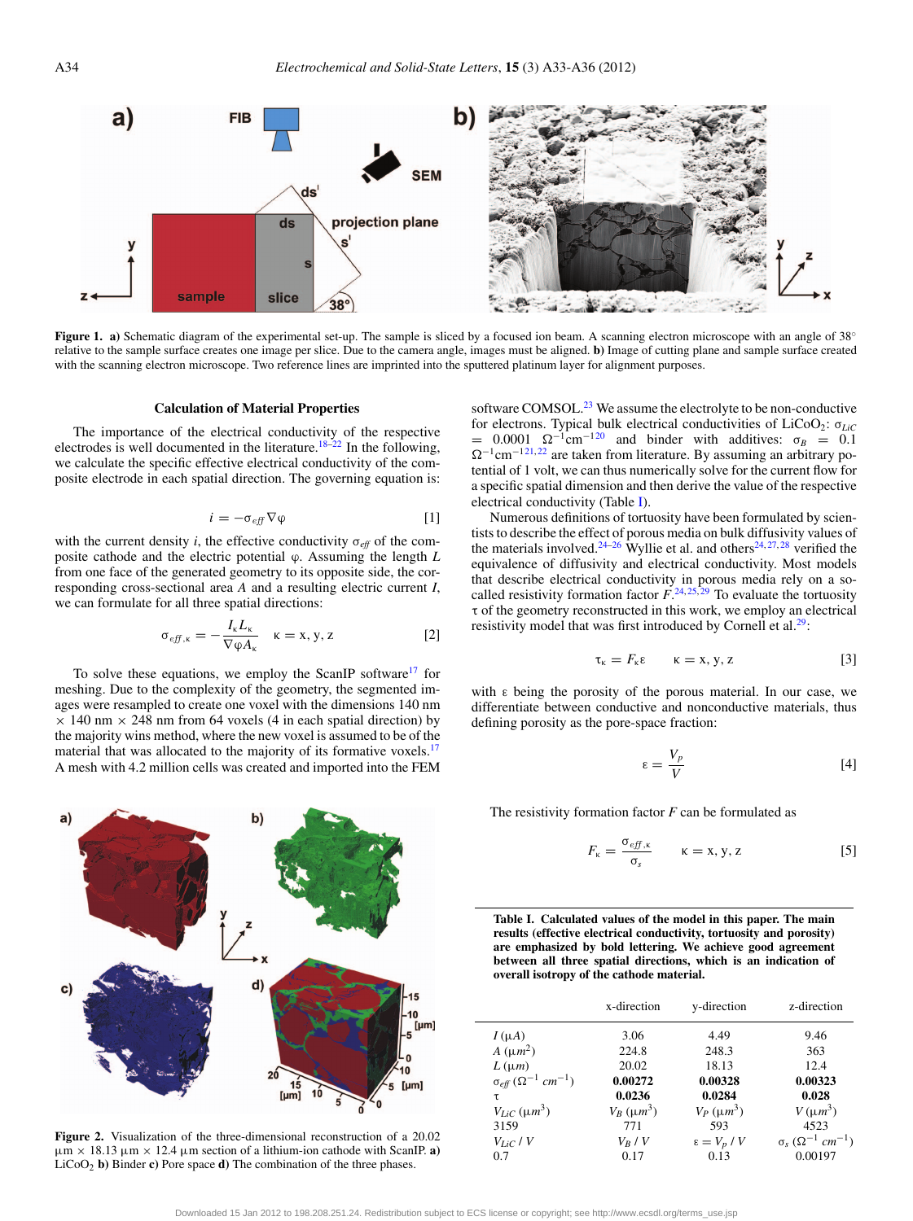Figure 1. **a)** Schematic diagram of the experimental set-up. The sample is sliced by a focused ion beam. A scanning electron microscope with an angle of 38° relative to the sample surface creates one image per slice. Due to the camera angle, images must be aligned. **b)** Image of cutting plane and sample surface created with the scanning electron microscope. Two reference lines are imprinted into the sputtered platinum layer for alignment purposes.

### Calculation of Material Properties

The importance of the electrical conductivity of the respective electrodes is well documented in the literature.[18–22] In the following, we calculate the specific effective electrical conductivity of the composite electrode in each spatial direction. The governing equation is:

$$i = -\sigma_{eff} \nabla \varphi \qquad [1]$$

with the current density $i$, the effective conductivity $\sigma_{eff}$ of the composite cathode and the electric potential $\varphi$. Assuming the length $L$ from one face of the generated geometry to its opposite side, the corresponding cross-sectional area $A$ and a resulting electric current $I$, we can formulate for all three spatial directions:

$$\sigma_{eff,\kappa} = -\frac{I_\kappa L_\kappa}{\nabla \varphi A_\kappa} \qquad \kappa = x, y, z \qquad [2]$$

To solve these equations, we employ the ScanIP software[17] for meshing. Due to the complexity of the geometry, the segmented images were resampled to create one voxel with the dimensions 140 nm × 140 nm × 248 nm from 64 voxels (4 in each spatial direction) by the majority wins method, where the new voxel is assumed to be of the material that was allocated to the majority of its formative voxels.[17] A mesh with 4.2 million cells was created and imported into the FEM software COMSOL.[23] We assume the electrolyte to be non-conductive for electrons. Typical bulk electrical conductivities of $LiCoO_2$: $\sigma_{LiC}$ = 0.0001 $\Omega^{-1}cm^{-1}$[20] and binder with additives: $\sigma_B$ = 0.1 $\Omega^{-1}cm^{-1}$[21,22] are taken from literature. By assuming an arbitrary potential of 1 volt, we can thus numerically solve for the current flow for a specific spatial dimension and then derive the value of the respective electrical conductivity (Table I).

Numerous definitions of tortuosity have been formulated by scientists to describe the effect of porous media on bulk diffusivity values of the materials involved.[24–26] Wyllie et al. and others[24,27,28] verified the equivalence of diffusivity and electrical conductivity. Most models that describe electrical conductivity in porous media rely on a so-called resistivity formation factor $F$.[24,25,29] To evaluate the tortuosity $\tau$ of the geometry reconstructed in this work, we employ an electrical resistivity model that was first introduced by Cornell et al.[29]:

$$\tau_\kappa = F_\kappa \varepsilon \qquad \kappa = x, y, z \qquad [3]$$

with $\varepsilon$ being the porosity of the porous material. In our case, we differentiate between conductive and nonconductive materials, thus defining porosity as the pore-space fraction:

$$\varepsilon = \frac{V_p}{V} \qquad [4]$$

The resistivity formation factor $F$ can be formulated as

$$F_\kappa = \frac{\sigma_{eff,\kappa}}{\sigma_s} \qquad \kappa = x, y, z \qquad [5]$$

**Table I. Calculated values of the model in this paper. The main results (effective electrical conductivity, tortuosity and porosity) are emphasized by bold lettering. We achieve good agreement between all three spatial directions, which is an indication of overall isotropy of the cathode material.**

| | x-direction | y-direction | z-direction |
|---|---|---|---|
| $I$ ($\mu A$) | 3.06 | 4.49 | 9.46 |
| $A$ ($\mu m^2$) | 224.8 | 248.3 | 363 |
| $L$ ($\mu m$) | 20.02 | 18.13 | 12.4 |
| $\sigma_{eff}$ ($\Omega^{-1}$ $cm^{-1}$) | **0.00272** | **0.00328** | **0.00323** |
| $\tau$ | **0.0236** | **0.0284** | **0.028** |
| $V_{LiC}$ ($\mu m^3$) | $V_B$ ($\mu m^3$) | $V_P$ ($\mu m^3$) | $V$ ($\mu m^3$) |
| 3159 | 771 | 593 | 4523 |
| $V_{LiC}$ / $V$ | $V_B$ / $V$ | $\varepsilon = V_p$ / $V$ | $\sigma_s$ ($\Omega^{-1}$ $cm^{-1}$) |
| 0.7 | 0.17 | 0.13 | 0.00197 |

Figure 2. Visualization of the three-dimensional reconstruction of a 20.02 µm × 18.13 µm × 12.4 µm section of a lithium-ion cathode with ScanIP. **a)** $LiCoO_2$ **b)** Binder **c)** Pore space **d)** The combination of the three phases.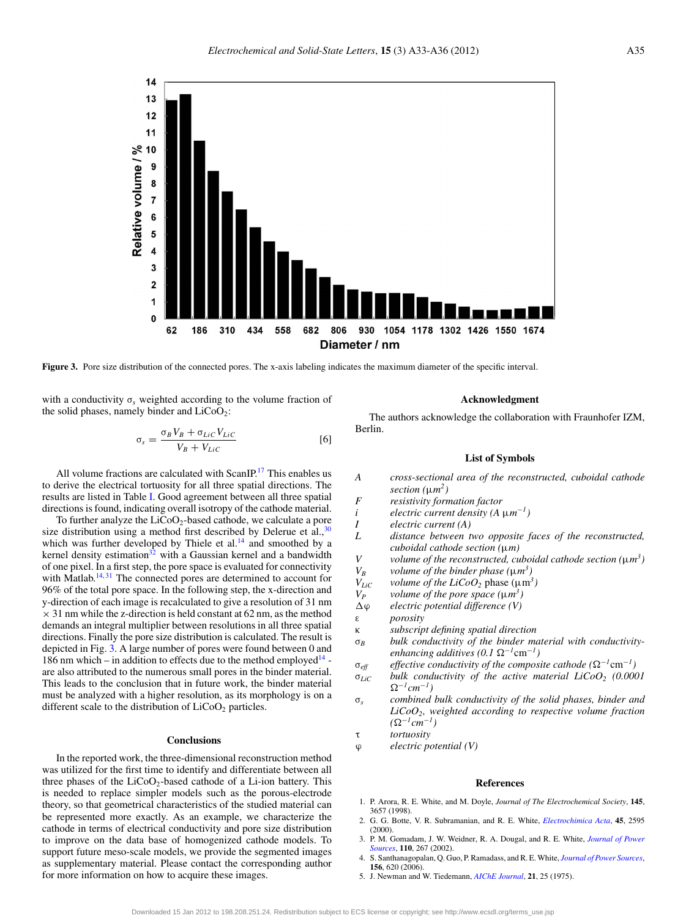Figure 3. Pore size distribution of the connected pores. The x-axis labeling indicates the maximum diameter of the specific interval.

with a conductivity $\sigma_s$ weighted according to the volume fraction of the solid phases, namely binder and $LiCoO_2$:

$$\sigma_s = \frac{\sigma_B V_B + \sigma_{LiC} V_{LiC}}{V_B + V_{LiC}} \quad [6]$$

All volume fractions are calculated with ScanIP.[17] This enables us to derive the electrical tortuosity for all three spatial directions. The results are listed in Table I. Good agreement between all three spatial directions is found, indicating overall isotropy of the cathode material.

To further analyze the $LiCoO_2$-based cathode, we calculate a pore size distribution using a method first described by Delerue et al.,[30] which was further developed by Thiele et al.[14] and smoothed by a kernel density estimation[32] with a Gaussian kernel and a bandwidth of one pixel. In a first step, the pore space is evaluated for connectivity with Matlab.[14,31] The connected pores are determined to account for 96% of the total pore space. In the following step, the x-direction and y-direction of each image is recalculated to give a resolution of 31 nm × 31 nm while the z-direction is held constant at 62 nm, as the method demands an integral multiplier between resolutions in all three spatial directions. Finally the pore size distribution is calculated. The result is depicted in Fig. 3. A large number of pores were found between 0 and 186 nm which – in addition to effects due to the method employed[14] - are also attributed to the numerous small pores in the binder material. This leads to the conclusion that in future work, the binder material must be analyzed with a higher resolution, as its morphology is on a different scale to the distribution of $LiCoO_2$ particles.

## Conclusions

In the reported work, the three-dimensional reconstruction method was utilized for the first time to identify and differentiate between all three phases of the $LiCoO_2$-based cathode of a Li-ion battery. This is needed to replace simpler models such as the porous-electrode theory, so that geometrical characteristics of the studied material can be represented more exactly. As an example, we characterize the cathode in terms of electrical conductivity and pore size distribution to improve on the data base of homogenized cathode models. To support future meso-scale models, we provide the segmented images as supplementary material. Please contact the corresponding author for more information on how to acquire these images.

## Acknowledgment

The authors acknowledge the collaboration with Fraunhofer IZM, Berlin.

## List of Symbols

| | |
|---|---|
| $A$ | *cross-sectional area of the reconstructed, cuboidal cathode section* ($\mu m^2$) |
| $F$ | *resistivity formation factor* |
| $i$ | *electric current density* ($A\ \mu m^{-1}$) |
| $I$ | *electric current (A)* |
| $L$ | *distance between two opposite faces of the reconstructed, cuboidal cathode section* ($\mu m$) |
| $V$ | *volume of the reconstructed, cuboidal cathode section* ($\mu m^3$) |
| $V_B$ | *volume of the binder phase* ($\mu m^3$) |
| $V_{LiC}$ | *volume of the $LiCoO_2$ phase* ($\mu m^3$) |
| $V_P$ | *volume of the pore space* ($\mu m^3$) |
| $\Delta\varphi$ | *electric potential difference (V)* |
| $\varepsilon$ | *porosity* |
| $\kappa$ | *subscript defining spatial direction* |
| $\sigma_B$ | *bulk conductivity of the binder material with conductivity-enhancing additives* ($0.1\ \Omega^{-1}cm^{-1}$) |
| $\sigma_{eff}$ | *effective conductivity of the composite cathode* ($\Omega^{-1}cm^{-1}$) |
| $\sigma_{LiC}$ | *bulk conductivity of the active material $LiCoO_2$* ($0.0001\ \Omega^{-1}cm^{-1}$) |
| $\sigma_s$ | *combined bulk conductivity of the solid phases, binder and $LiCoO_2$, weighted according to respective volume fraction* ($\Omega^{-1}cm^{-1}$) |
| $\tau$ | *tortuosity* |
| $\varphi$ | *electric potential (V)* |

## References

1. P. Arora, R. E. White, and M. Doyle, *Journal of The Electrochemical Society*, **145**, 3657 (1998).
2. G. G. Botte, V. R. Subramanian, and R. E. White, *Electrochimica Acta*, **45**, 2595 (2000).
3. P. M. Gomadam, J. W. Weidner, R. A. Dougal, and R. E. White, *Journal of Power Sources*, **110**, 267 (2002).
4. S. Santhanagopalan, Q. Guo, P. Ramadass, and R. E. White, *Journal of Power Sources*, **156**, 620 (2006).
5. J. Newman and W. Tiedemann, *AIChE Journal*, **21**, 25 (1975).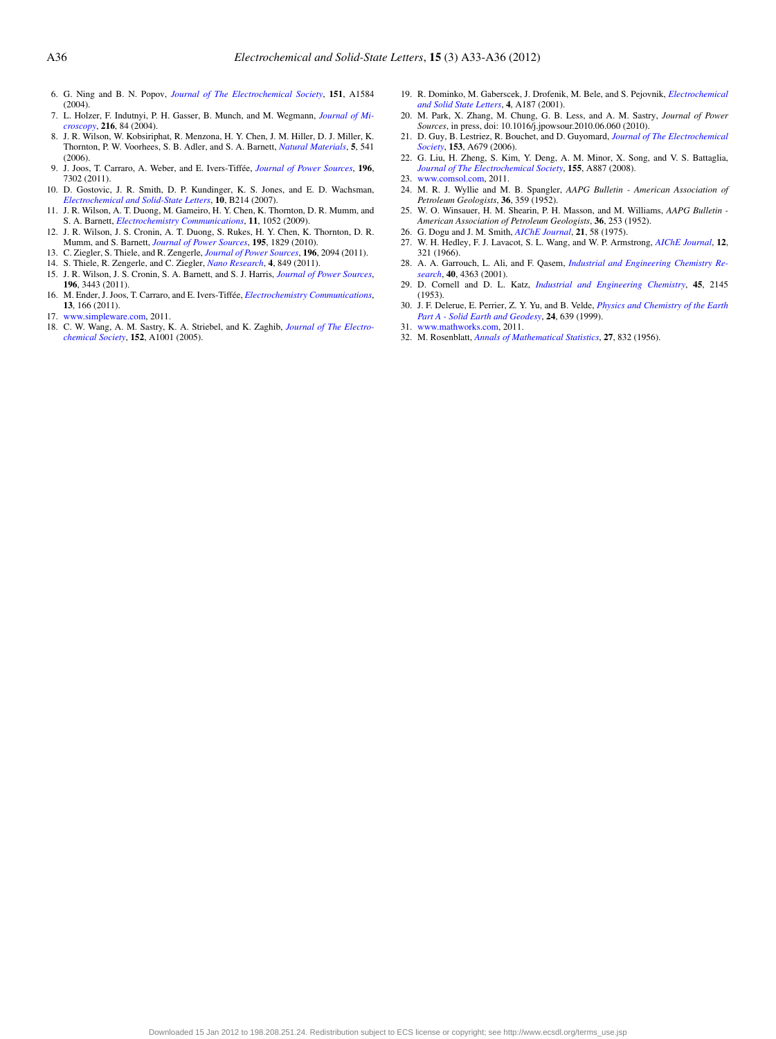6. G. Ning and B. N. Popov, *Journal of The Electrochemical Society*, **151**, A1584 (2004).
7. L. Holzer, F. Indutnyi, P. H. Gasser, B. Munch, and M. Wegmann, *Journal of Microscopy*, **216**, 84 (2004).
8. J. R. Wilson, W. Kobsiriphat, R. Menzona, H. Y. Chen, J. M. Hiller, D. J. Miller, K. Thornton, P. W. Voorhees, S. B. Adler, and S. A. Barnett, *Natural Materials*, **5**, 541 (2006).
9. J. Joos, T. Carraro, A. Weber, and E. Ivers-Tiffée, *Journal of Power Sources*, **196**, 7302 (2011).
10. D. Gostovic, J. R. Smith, D. P. Kundinger, K. S. Jones, and E. D. Wachsman, *Electrochemical and Solid-State Letters*, **10**, B214 (2007).
11. J. R. Wilson, A. T. Duong, M. Gameiro, H. Y. Chen, K. Thornton, D. R. Mumm, and S. A. Barnett, *Electrochemistry Communications*, **11**, 1052 (2009).
12. J. R. Wilson, J. S. Cronin, A. T. Duong, S. Rukes, H. Y. Chen, K. Thornton, D. R. Mumm, and S. Barnett, *Journal of Power Sources*, **195**, 1829 (2010).
13. C. Ziegler, S. Thiele, and R. Zengerle, *Journal of Power Sources*, **196**, 2094 (2011).
14. S. Thiele, R. Zengerle, and C. Ziegler, *Nano Research*, **4**, 849 (2011).
15. J. R. Wilson, J. S. Cronin, S. A. Barnett, and S. J. Harris, *Journal of Power Sources*, **196**, 3443 (2011).
16. M. Ender, J. Joos, T. Carraro, and E. Ivers-Tiffée, *Electrochemistry Communications*, **13**, 166 (2011).
17. www.simpleware.com, 2011.
18. C. W. Wang, A. M. Sastry, K. A. Striebel, and K. Zaghib, *Journal of The Electrochemical Society*, **152**, A1001 (2005).
19. R. Dominko, M. Gaberscek, J. Drofenik, M. Bele, and S. Pejovnik, *Electrochemical and Solid State Letters*, **4**, A187 (2001).
20. M. Park, X. Zhang, M. Chung, G. B. Less, and A. M. Sastry, *Journal of Power Sources*, in press, doi: 10.1016/j.jpowsour.2010.06.060 (2010).
21. D. Guy, B. Lestriez, R. Bouchet, and D. Guyomard, *Journal of The Electrochemical Society*, **153**, A679 (2006).
22. G. Liu, H. Zheng, S. Kim, Y. Deng, A. M. Minor, X. Song, and V. S. Battaglia, *Journal of The Electrochemical Society*, **155**, A887 (2008).
23. www.comsol.com, 2011.
24. M. R. J. Wyllie and M. B. Spangler, *AAPG Bulletin - American Association of Petroleum Geologists*, **36**, 359 (1952).
25. W. O. Winsauer, H. M. Shearin, P. H. Masson, and M. Williams, *AAPG Bulletin - American Association of Petroleum Geologists*, **36**, 253 (1952).
26. G. Dogu and J. M. Smith, *AIChE Journal*, **21**, 58 (1975).
27. W. H. Hedley, F. J. Lavacot, S. L. Wang, and W. P. Armstrong, *AIChE Journal*, **12**, 321 (1966).
28. A. A. Garrouch, L. Ali, and F. Qasem, *Industrial and Engineering Chemistry Research*, **40**, 4363 (2001).
29. D. Cornell and D. L. Katz, *Industrial and Engineering Chemistry*, **45**, 2145 (1953).
30. J. F. Delerue, E. Perrier, Z. Y. Yu, and B. Velde, *Physics and Chemistry of the Earth Part A - Solid Earth and Geodesy*, **24**, 639 (1999).
31. www.mathworks.com, 2011.
32. M. Rosenblatt, *Annals of Mathematical Statistics*, **27**, 832 (1956).